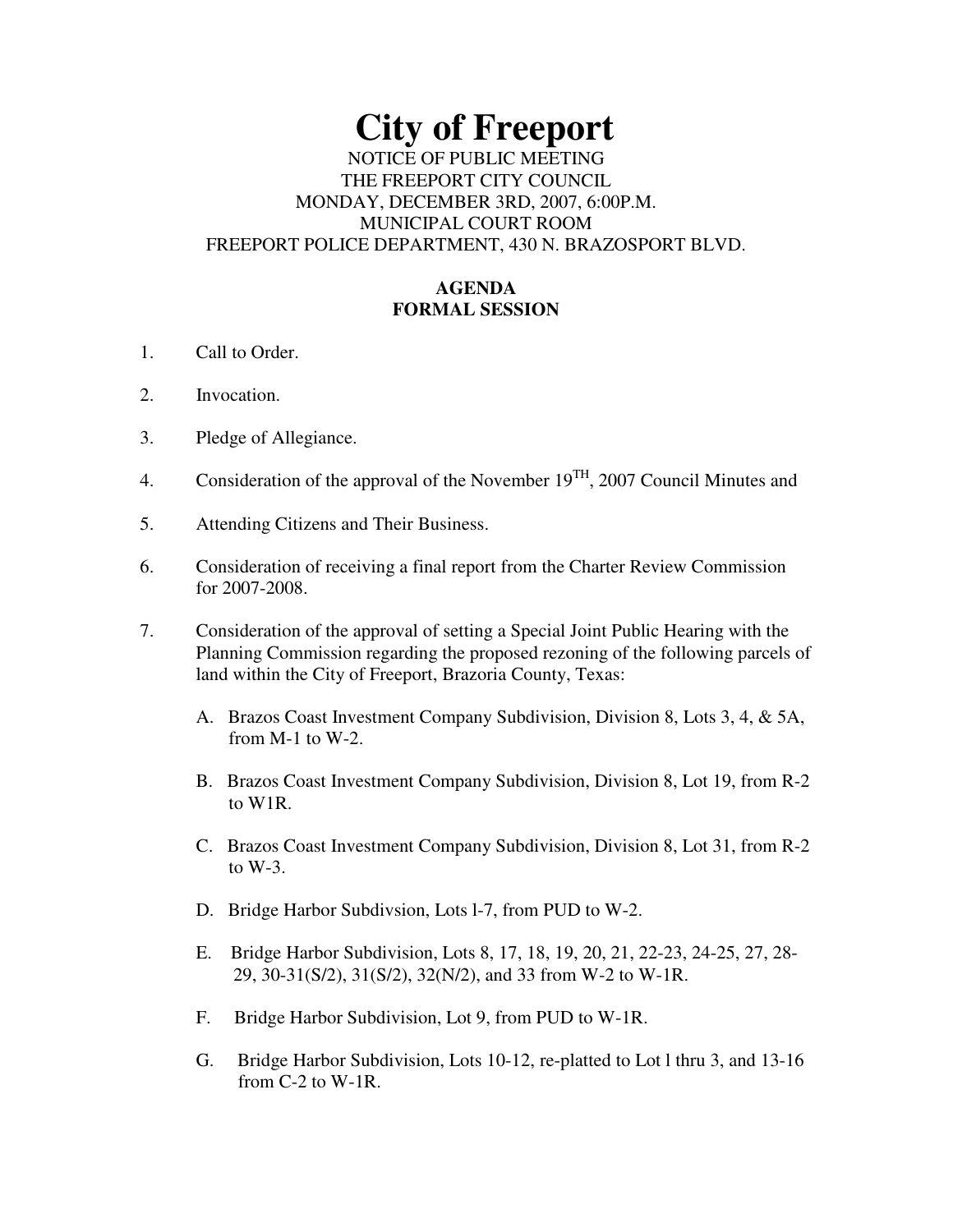# City of Freeport

NOTICE OF PUBLIC MEETING
THE FREEPORT CITY COUNCIL
MONDAY, DECEMBER 3RD, 2007, 6:00P.M.
MUNICIPAL COURT ROOM
FREEPORT POLICE DEPARTMENT, 430 N. BRAZOSPORT BLVD.

**AGENDA**
**FORMAL SESSION**

1. Call to Order.

2. Invocation.

3. Pledge of Allegiance.

4. Consideration of the approval of the November 19TH, 2007 Council Minutes and

5. Attending Citizens and Their Business.

6. Consideration of receiving a final report from the Charter Review Commission for 2007-2008.

7. Consideration of the approval of setting a Special Joint Public Hearing with the Planning Commission regarding the proposed rezoning of the following parcels of land within the City of Freeport, Brazoria County, Texas:

   A. Brazos Coast Investment Company Subdivision, Division 8, Lots 3, 4, & 5A, from M-1 to W-2.

   B. Brazos Coast Investment Company Subdivision, Division 8, Lot 19, from R-2 to W1R.

   C. Brazos Coast Investment Company Subdivision, Division 8, Lot 31, from R-2 to W-3.

   D. Bridge Harbor Subdivsion, Lots l-7, from PUD to W-2.

   E. Bridge Harbor Subdivision, Lots 8, 17, 18, 19, 20, 21, 22-23, 24-25, 27, 28-29, 30-31(S/2), 31(S/2), 32(N/2), and 33 from W-2 to W-1R.

   F. Bridge Harbor Subdivision, Lot 9, from PUD to W-1R.

   G. Bridge Harbor Subdivision, Lots 10-12, re-platted to Lot l thru 3, and 13-16 from C-2 to W-1R.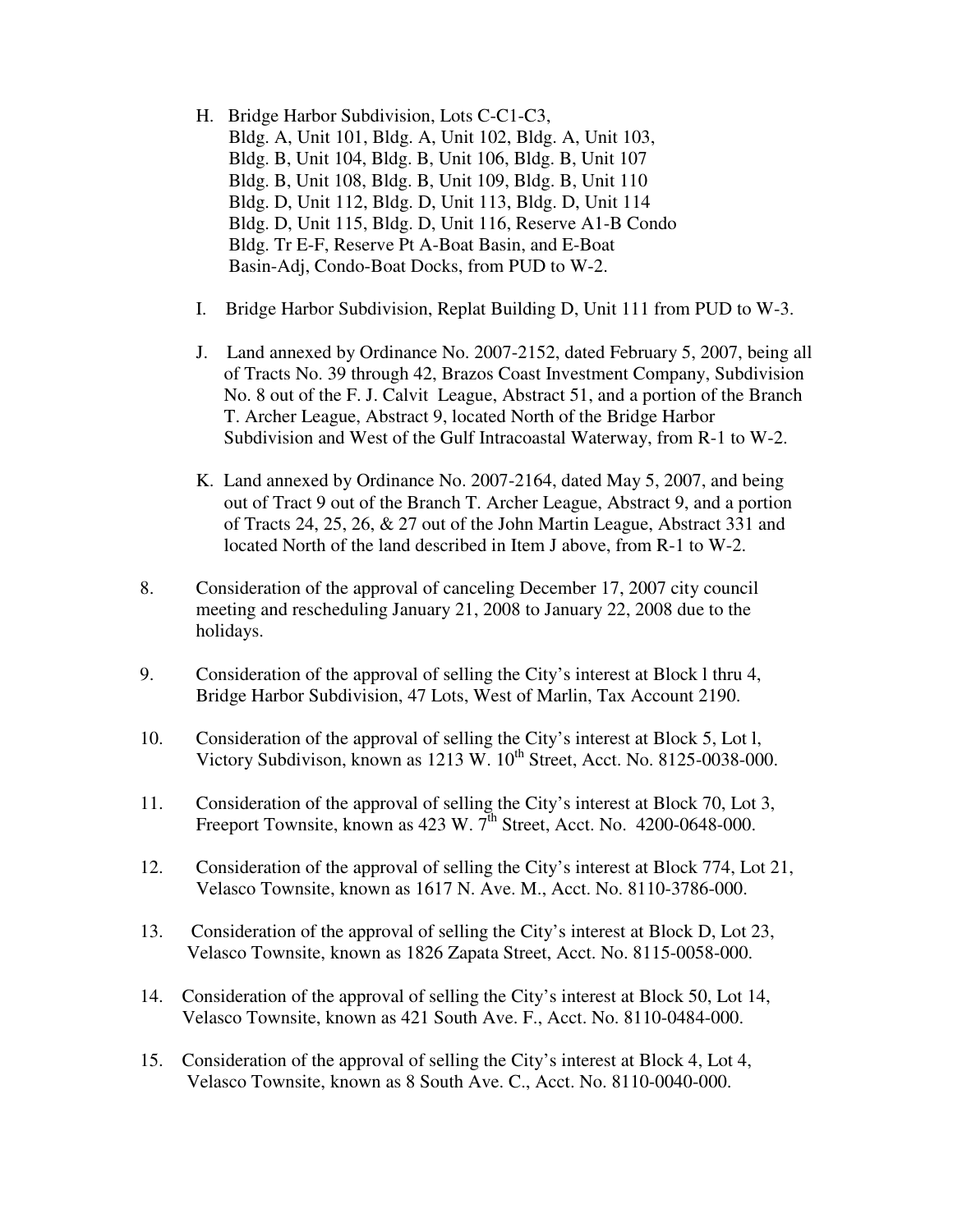H. Bridge Harbor Subdivision, Lots C-C1-C3, Bldg. A, Unit 101, Bldg. A, Unit 102, Bldg. A, Unit 103, Bldg. B, Unit 104, Bldg. B, Unit 106, Bldg. B, Unit 107 Bldg. B, Unit 108, Bldg. B, Unit 109, Bldg. B, Unit 110 Bldg. D, Unit 112, Bldg. D, Unit 113, Bldg. D, Unit 114 Bldg. D, Unit 115, Bldg. D, Unit 116, Reserve A1-B Condo Bldg. Tr E-F, Reserve Pt A-Boat Basin, and E-Boat Basin-Adj, Condo-Boat Docks, from PUD to W-2.

I. Bridge Harbor Subdivision, Replat Building D, Unit 111 from PUD to W-3.

J. Land annexed by Ordinance No. 2007-2152, dated February 5, 2007, being all of Tracts No. 39 through 42, Brazos Coast Investment Company, Subdivision No. 8 out of the F. J. Calvit League, Abstract 51, and a portion of the Branch T. Archer League, Abstract 9, located North of the Bridge Harbor Subdivision and West of the Gulf Intracoastal Waterway, from R-1 to W-2.

K. Land annexed by Ordinance No. 2007-2164, dated May 5, 2007, and being out of Tract 9 out of the Branch T. Archer League, Abstract 9, and a portion of Tracts 24, 25, 26, & 27 out of the John Martin League, Abstract 331 and located North of the land described in Item J above, from R-1 to W-2.

8. Consideration of the approval of canceling December 17, 2007 city council meeting and rescheduling January 21, 2008 to January 22, 2008 due to the holidays.

9. Consideration of the approval of selling the City's interest at Block l thru 4, Bridge Harbor Subdivision, 47 Lots, West of Marlin, Tax Account 2190.

10. Consideration of the approval of selling the City's interest at Block 5, Lot l, Victory Subdivison, known as 1213 W. 10th Street, Acct. No. 8125-0038-000.

11. Consideration of the approval of selling the City's interest at Block 70, Lot 3, Freeport Townsite, known as 423 W. 7th Street, Acct. No. 4200-0648-000.

12. Consideration of the approval of selling the City's interest at Block 774, Lot 21, Velasco Townsite, known as 1617 N. Ave. M., Acct. No. 8110-3786-000.

13. Consideration of the approval of selling the City's interest at Block D, Lot 23, Velasco Townsite, known as 1826 Zapata Street, Acct. No. 8115-0058-000.

14. Consideration of the approval of selling the City's interest at Block 50, Lot 14, Velasco Townsite, known as 421 South Ave. F., Acct. No. 8110-0484-000.

15. Consideration of the approval of selling the City's interest at Block 4, Lot 4, Velasco Townsite, known as 8 South Ave. C., Acct. No. 8110-0040-000.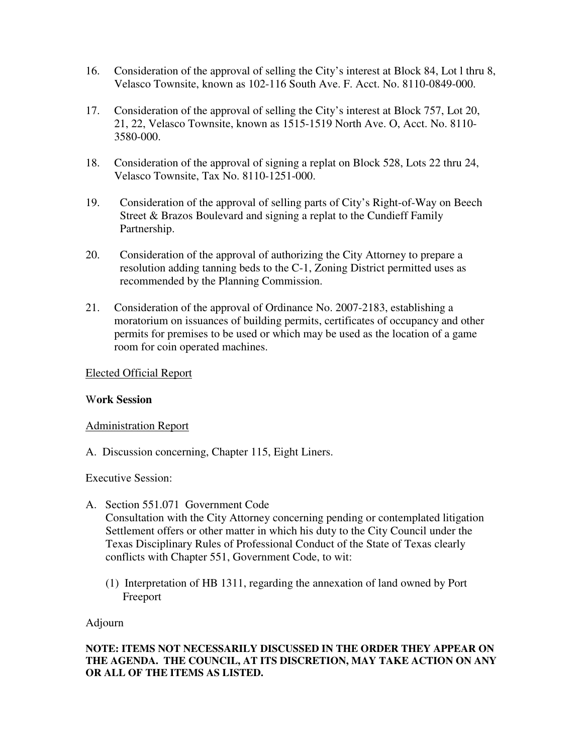16. Consideration of the approval of selling the City's interest at Block 84, Lot l thru 8, Velasco Townsite, known as 102-116 South Ave. F. Acct. No. 8110-0849-000.

17. Consideration of the approval of selling the City's interest at Block 757, Lot 20, 21, 22, Velasco Townsite, known as 1515-1519 North Ave. O, Acct. No. 8110-3580-000.

18. Consideration of the approval of signing a replat on Block 528, Lots 22 thru 24, Velasco Townsite, Tax No. 8110-1251-000.

19. Consideration of the approval of selling parts of City's Right-of-Way on Beech Street & Brazos Boulevard and signing a replat to the Cundieff Family Partnership.

20. Consideration of the approval of authorizing the City Attorney to prepare a resolution adding tanning beds to the C-1, Zoning District permitted uses as recommended by the Planning Commission.

21. Consideration of the approval of Ordinance No. 2007-2183, establishing a moratorium on issuances of building permits, certificates of occupancy and other permits for premises to be used or which may be used as the location of a game room for coin operated machines.

<u>Elected Official Report</u>

**Work Session**

<u>Administration Report</u>

A. Discussion concerning, Chapter 115, Eight Liners.

Executive Session:

A. Section 551.071 Government Code
   Consultation with the City Attorney concerning pending or contemplated litigation Settlement offers or other matter in which his duty to the City Council under the Texas Disciplinary Rules of Professional Conduct of the State of Texas clearly conflicts with Chapter 551, Government Code, to wit:

   (1) Interpretation of HB 1311, regarding the annexation of land owned by Port Freeport

Adjourn

**NOTE: ITEMS NOT NECESSARILY DISCUSSED IN THE ORDER THEY APPEAR ON THE AGENDA. THE COUNCIL, AT ITS DISCRETION, MAY TAKE ACTION ON ANY OR ALL OF THE ITEMS AS LISTED.**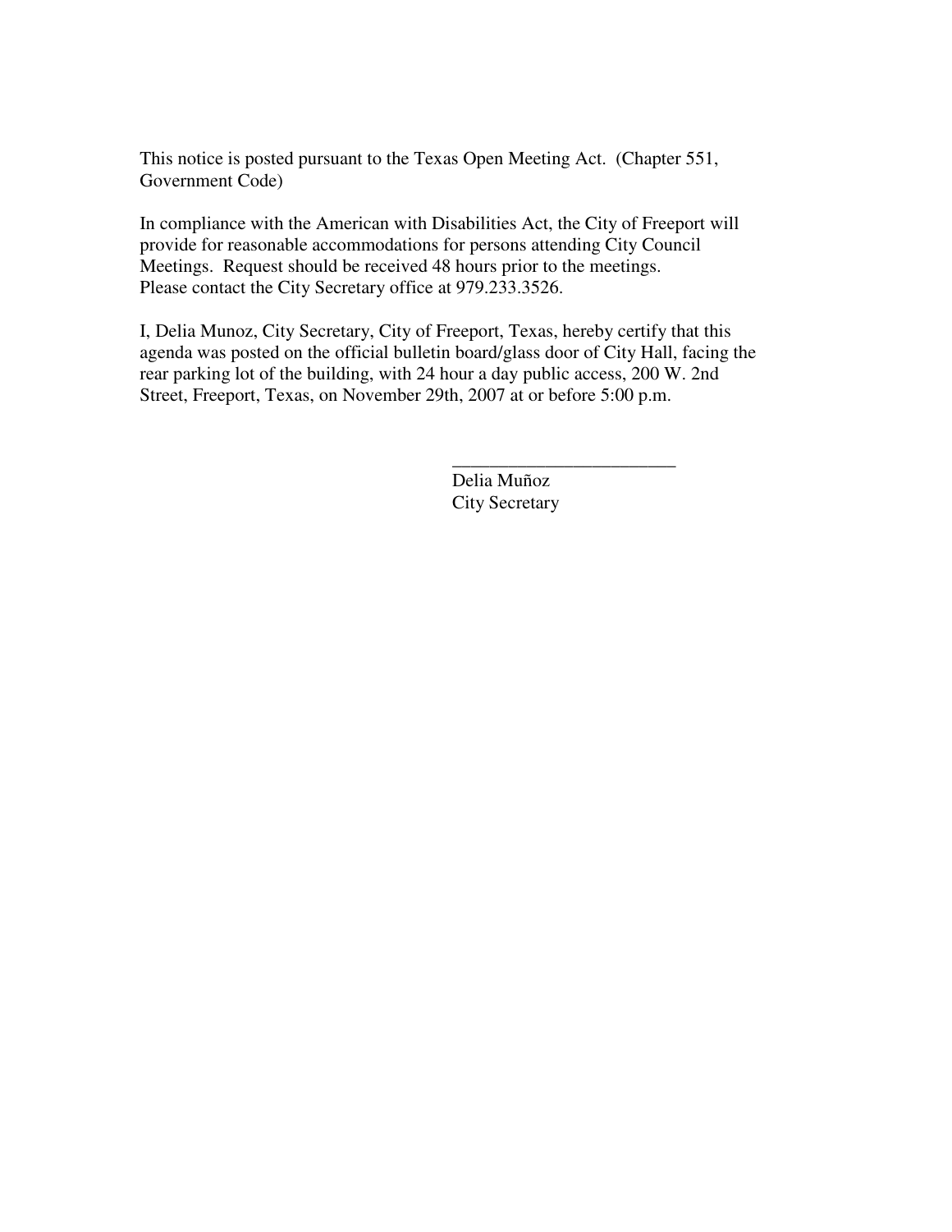This notice is posted pursuant to the Texas Open Meeting Act. (Chapter 551, Government Code)

In compliance with the American with Disabilities Act, the City of Freeport will provide for reasonable accommodations for persons attending City Council Meetings. Request should be received 48 hours prior to the meetings. Please contact the City Secretary office at 979.233.3526.

I, Delia Munoz, City Secretary, City of Freeport, Texas, hereby certify that this agenda was posted on the official bulletin board/glass door of City Hall, facing the rear parking lot of the building, with 24 hour a day public access, 200 W. 2nd Street, Freeport, Texas, on November 29th, 2007 at or before 5:00 p.m.

\_\_\_\_\_\_\_\_\_\_\_\_\_\_\_\_\_\_\_\_\_\_\_\_\_

Delia Muñoz
City Secretary